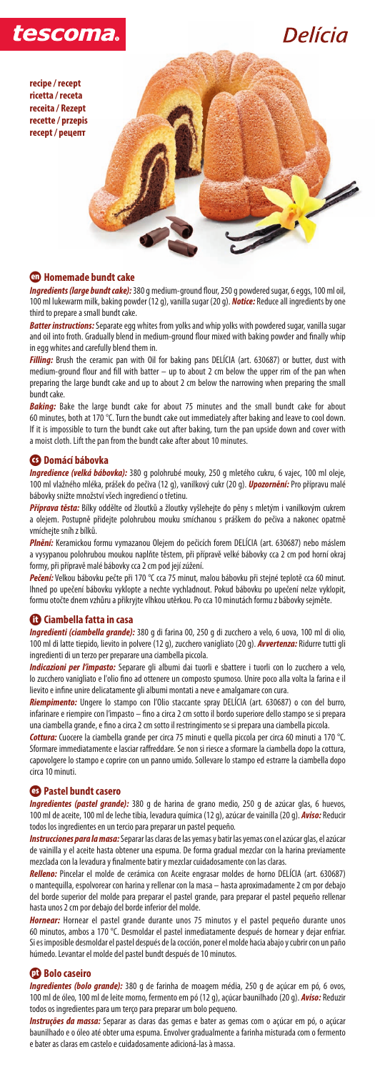tescoma.

# Delícia

**recipe / recept**
**ricetta / receta**
**receita / Rezept**
**recette / przepis**
**recept / рецепт**

## en Homemade bundt cake

***Ingredients (large bundt cake):*** 380 g medium-ground flour, 250 g powdered sugar, 6 eggs, 100 ml oil, 100 ml lukewarm milk, baking powder (12 g), vanilla sugar (20 g). ***Notice:*** Reduce all ingredients by one third to prepare a small bundt cake.

***Batter instructions:*** Separate egg whites from yolks and whip yolks with powdered sugar, vanilla sugar and oil into froth. Gradually blend in medium-ground flour mixed with baking powder and finally whip in egg whites and carefully blend them in.

***Filling:*** Brush the ceramic pan with Oil for baking pans DELÍCIA (art. 630687) or butter, dust with medium-ground flour and fill with batter – up to about 2 cm below the upper rim of the pan when preparing the large bundt cake and up to about 2 cm below the narrowing when preparing the small bundt cake.

***Baking:*** Bake the large bundt cake for about 75 minutes and the small bundt cake for about 60 minutes, both at 170 °C. Turn the bundt cake out immediately after baking and leave to cool down. If it is impossible to turn the bundt cake out after baking, turn the pan upside down and cover with a moist cloth. Lift the pan from the bundt cake after about 10 minutes.

## cs Domácí bábovka

***Ingredience (velká bábovka):*** 380 g polohrubé mouky, 250 g mletého cukru, 6 vajec, 100 ml oleje, 100 ml vlažného mléka, prášek do pečiva (12 g), vanilkový cukr (20 g). ***Upozornění:*** Pro přípravu malé bábovky snižte množství všech ingrediencí o třetinu.

***Příprava těsta:*** Bílky oddělte od žloutků a žloutky vyšlehejte do pěny s mletým i vanilkovým cukrem a olejem. Postupně přidejte polohrubou mouku smíchanou s práškem do pečiva a nakonec opatrně vmíchejte sníh z bílků.

***Plnění:*** Keramickou formu vymazanou Olejem do pečicích forem DELÍCIA (art. 630687) nebo máslem a vysypanou polohrubou moukou naplňte těstem, při přípravě velké bábovky cca 2 cm pod horní okraj formy, při přípravě malé bábovky cca 2 cm pod její zúžení.

***Pečení:*** Velkou bábovku pečte při 170 °C cca 75 minut, malou bábovku při stejné teplotě cca 60 minut. Ihned po upečení bábovku vyklopte a nechte vychladnout. Pokud bábovku po upečení nelze vyklopit, formu otočte dnem vzhůru a přikryjte vlhkou utěrkou. Po cca 10 minutách formu z bábovky sejměte.

## it Ciambella fatta in casa

***Ingredienti (ciambella grande):*** 380 g di farina 00, 250 g di zucchero a velo, 6 uova, 100 ml di olio, 100 ml di latte tiepido, lievito in polvere (12 g), zucchero vanigliato (20 g). ***Avvertenza:*** Ridurre tutti gli ingredienti di un terzo per preparare una ciambella piccola.

***Indicazioni per l'impasto:*** Separare gli albumi dai tuorli e sbattere i tuorli con lo zucchero a velo, lo zucchero vanigliato e l'olio fino ad ottenere un composto spumoso. Unire poco alla volta la farina e il lievito e infine unire delicatamente gli albumi montati a neve e amalgamare con cura.

***Riempimento:*** Ungere lo stampo con l'Olio staccante spray DELÍCIA (art. 630687) o con del burro, infarinare e riempire con l'impasto – fino a circa 2 cm sotto il bordo superiore dello stampo se si prepara una ciambella grande, e fino a circa 2 cm sotto il restringimento se si prepara una ciambella piccola.

***Cottura:*** Cuocere la ciambella grande per circa 75 minuti e quella piccola per circa 60 minuti a 170 °C. Sformare immediatamente e lasciar raffreddare. Se non si riesce a sformare la ciambella dopo la cottura, capovolgere lo stampo e coprire con un panno umido. Sollevare lo stampo ed estrarre la ciambella dopo circa 10 minuti.

## es Pastel bundt casero

***Ingredientes (pastel grande):*** 380 g de harina de grano medio, 250 g de azúcar glas, 6 huevos, 100 ml de aceite, 100 ml de leche tibia, levadura química (12 g), azúcar de vainilla (20 g). ***Aviso:*** Reducir todos los ingredientes en un tercio para preparar un pastel pequeño.

***Instrucciones para la masa:*** Separar las claras de las yemas y batir las yemas con el azúcar glas, el azúcar de vainilla y el aceite hasta obtener una espuma. De forma gradual mezclar con la harina previamente mezclada con la levadura y finalmente batir y mezclar cuidadosamente con las claras.

***Relleno:*** Pincelar el molde de cerámica con Aceite engrasar moldes de horno DELÍCIA (art. 630687) o mantequilla, espolvorear con harina y rellenar con la masa – hasta aproximadamente 2 cm por debajo del borde superior del molde para preparar el pastel grande, para preparar el pastel pequeño rellenar hasta unos 2 cm por debajo del borde inferior del molde.

***Hornear:*** Hornear el pastel grande durante unos 75 minutos y el pastel pequeño durante unos 60 minutos, ambos a 170 °C. Desmoldar el pastel inmediatamente después de hornear y dejar enfriar. Si es imposible desmoldar el pastel después de la cocción, poner el molde hacia abajo y cubrir con un paño húmedo. Levantar el molde del pastel bundt después de 10 minutos.

## pt Bolo caseiro

***Ingredientes (bolo grande):*** 380 g de farinha de moagem média, 250 g de açúcar em pó, 6 ovos, 100 ml de óleo, 100 ml de leite morno, fermento em pó (12 g), açúcar baunilhado (20 g). ***Aviso:*** Reduzir todos os ingredientes em um terço para preparar um bolo pequeno.

***Instruções da massa:*** Separar as claras das gemas e bater as gemas com o açúcar em pó, o açúcar baunilhado e o óleo até obter uma espuma. Envolver gradualmente a farinha misturada com o fermento e bater as claras em castelo e cuidadosamente adicioná-las à massa.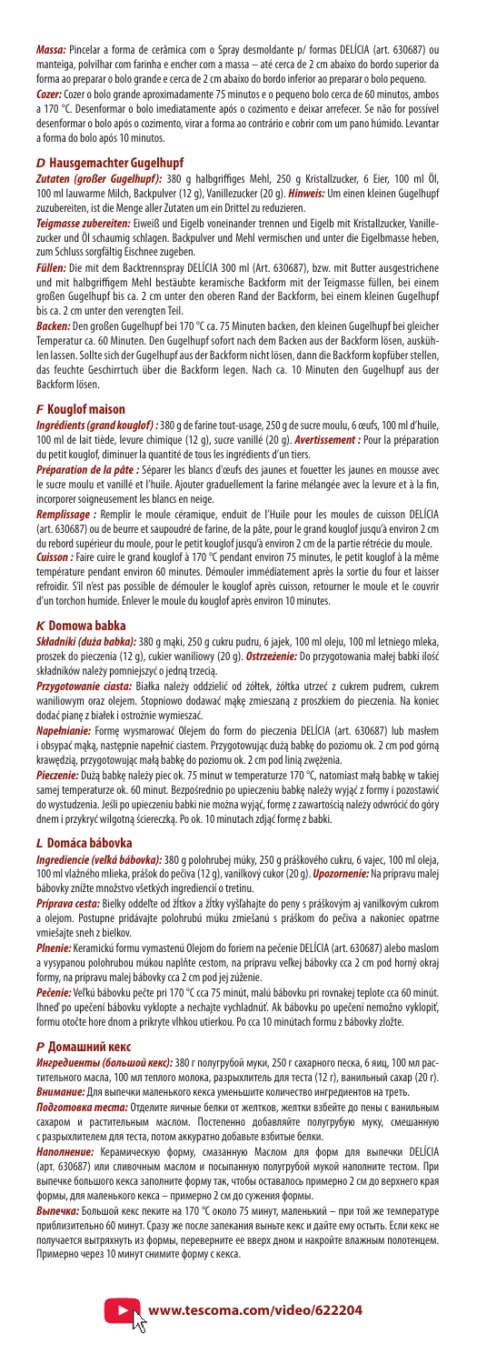***Massa:*** Pincelar a forma de cerâmica com o Spray desmoldante p/ formas DELÍCIA (art. 630687) ou manteiga, polvilhar com farinha e encher com a massa – até cerca de 2 cm abaixo do bordo superior da forma ao preparar o bolo grande e cerca de 2 cm abaixo do bordo inferior ao preparar o bolo pequeno.

***Cozer:*** Cozer o bolo grande aproximadamente 75 minutos e o pequeno bolo cerca de 60 minutos, ambos a 170 °C. Desenformar o bolo imediatamente após o cozimento e deixar arrefecer. Se não for possível desenformar o bolo após o cozimento, virar a forma ao contrário e cobrir com um pano húmido. Levantar a forma do bolo após 10 minutos.

## *D* Hausgemachter Gugelhupf

***Zutaten (großer Gugelhupf):*** 380 g halbgriffiges Mehl, 250 g Kristallzucker, 6 Eier, 100 ml Öl, 100 ml lauwarme Milch, Backpulver (12 g), Vanillezucker (20 g). ***Hinweis:*** Um einen kleinen Gugelhupf zuzubereiten, ist die Menge aller Zutaten um ein Drittel zu reduzieren.

***Teigmasse zubereiten:*** Eiweiß und Eigelb voneinander trennen und Eigelb mit Kristallzucker, Vanillezucker und Öl schaumig schlagen. Backpulver und Mehl vermischen und unter die Eigelbmasse heben, zum Schluss sorgfältig Eischnee zugeben.

***Füllen:*** Die mit dem Backtrennspray DELÍCIA 300 ml (Art. 630687), bzw. mit Butter ausgestrichene und mit halbgriffigem Mehl bestäubte keramische Backform mit der Teigmasse füllen, bei einem großen Gugelhupf bis ca. 2 cm unter den oberen Rand der Backform, bei einem kleinen Gugelhupf bis ca. 2 cm unter den verengten Teil.

***Backen:*** Den großen Gugelhupf bei 170 °C ca. 75 Minuten backen, den kleinen Gugelhupf bei gleicher Temperatur ca. 60 Minuten. Den Gugelhupf sofort nach dem Backen aus der Backform lösen, auskühlen lassen. Sollte sich der Gugelhupf aus der Backform nicht lösen, dann die Backform kopfüber stellen, das feuchte Geschirrtuch über die Backform legen. Nach ca. 10 Minuten den Gugelhupf aus der Backform lösen.

## *F* Kouglof maison

***Ingrédients (grand kouglof) :*** 380 g de farine tout-usage, 250 g de sucre moulu, 6 œufs, 100 ml d'huile, 100 ml de lait tiède, levure chimique (12 g), sucre vanillé (20 g). ***Avertissement :*** Pour la préparation du petit kouglof, diminuer la quantité de tous les ingrédients d'un tiers.

***Préparation de la pâte :*** Séparer les blancs d'œufs des jaunes et fouetter les jaunes en mousse avec le sucre moulu et vanillé et l'huile. Ajouter graduellement la farine mélangée avec la levure et à la fin, incorporer soigneusement les blancs en neige.

***Remplissage :*** Remplir le moule céramique, enduit de l'Huile pour les moules de cuisson DELÍCIA (art. 630687) ou de beurre et saupoudré de farine, de la pâte, pour le grand kouglof jusqu'à environ 2 cm du rebord supérieur du moule, pour le petit kouglof jusqu'à environ 2 cm de la partie rétrécie du moule.

***Cuisson :*** Faire cuire le grand kouglof à 170 °C pendant environ 75 minutes, le petit kouglof à la même température pendant environ 60 minutes. Démouler immédiatement après la sortie du four et laisser refroidir. S'il n'est pas possible de démouler le kouglof après cuisson, retourner le moule et le couvrir d'un torchon humide. Enlever le moule du kouglof après environ 10 minutes.

## *K* Domowa babka

***Składniki (duża babka):*** 380 g mąki, 250 g cukru pudru, 6 jajek, 100 ml oleju, 100 ml letniego mleka, proszek do pieczenia (12 g), cukier waniliowy (20 g). ***Ostrzeżenie:*** Do przygotowania małej babki ilość składników należy pomniejszyć o jedną trzecią.

***Przygotowanie ciasta:*** Białka należy oddzielić od żółtek, żółtka utrzeć z cukrem pudrem, cukrem waniliowym oraz olejem. Stopniowo dodawać mąkę zmieszaną z proszkiem do pieczenia. Na koniec dodać pianę z białek i ostrożnie wymieszać.

***Napełnianie:*** Formę wysmarować Olejem do form do pieczenia DELÍCIA (art. 630687) lub masłem i obsypać mąką, następnie napełnić ciastem. Przygotowując dużą babkę do poziomu ok. 2 cm pod górną krawędzią, przygotowując małą babkę do poziomu ok. 2 cm pod linią zwężenia.

***Pieczenie:*** Dużą babkę należy piec ok. 75 minut w temperaturze 170 °C, natomiast małą babkę w takiej samej temperaturze ok. 60 minut. Bezpośrednio po upieczeniu babkę należy wyjąć z formy i pozostawić do wystudzenia. Jeśli po upieczeniu babki nie można wyjąć, formę z zawartością należy odwrócić do góry dnem i przykryć wilgotną ściereczką. Po ok. 10 minutach zdjąć formę z babki.

## *L* Domáca bábovka

***Ingrediencie (veľká bábovka):*** 380 g polohrubej múky, 250 g práškového cukru, 6 vajec, 100 ml oleja, 100 ml vlažného mlieka, prášok do pečiva (12 g), vanilkový cukor (20 g). ***Upozornenie:*** Na prípravu malej bábovky znížte množstvo všetkých ingrediencií o tretinu.

***Príprava cesta:*** Bielky oddeľte od žĺtkov a žĺtky vyšľahajte do peny s práškovým aj vanilkovým cukrom a olejom. Postupne pridávajte polohrubú múku zmiešanú s práškom do pečiva a nakoniec opatrne vmiešajte sneh z bielkov.

***Plnenie:*** Keramickú formu vymastenú Olejom do foriem na pečenie DELÍCIA (art. 630687) alebo maslom a vysypanou polohrubou múkou naplňte cestom, na prípravu veľkej bábovky cca 2 cm pod horný okraj formy, na prípravu malej bábovky cca 2 cm pod jej zúženie.

***Pečenie:*** Veľkú bábovku pečte pri 170 °C cca 75 minút, malú bábovku pri rovnakej teplote cca 60 minút. Ihneď po upečení bábovku vyklopte a nechajte vychladnúť. Ak bábovku po upečení nemožno vyklopiť, formu otočte hore dnom a prikryte vlhkou utierkou. Po cca 10 minútach formu z bábovky zložte.

## *P* Домашний кекс

***Ингредиенты (большой кекс):*** 380 г полугрубой муки, 250 г сахарного песка, 6 яиц, 100 мл растительного масла, 100 мл теплого молока, разрыхлитель для теста (12 г), ванильный сахар (20 г). ***Внимание:*** Для выпечки маленького кекса уменьшите количество ингредиентов на треть.

***Подготовка теста:*** Отделите яичные белки от желтков, желтки взбейте до пены с ванильным сахаром и растительным маслом. Постепенно добавляйте полугрубую муку, смешанную с разрыхлителем для теста, потом аккуратно добавьте взбитые белки.

***Наполнение:*** Керамическую форму, смазанную Маслом для форм для выпечки DELÍCIA (арт. 630687) или сливочным маслом и посыпанную полугрубой мукой наполните тестом. При выпечке большого кекса заполните форму так, чтобы оставалось примерно 2 см до верхнего края формы, для маленького кекса – примерно 2 см до сужения формы.

***Выпечка:*** Большой кекс пеките на 170 °C около 75 минут, маленький – при той же температуре приблизительно 60 минут. Сразу же после запекания выньте кекс и дайте ему остыть. Если кекс не получается вытряхнуть из формы, переверните ее вверх дном и накройте влажным полотенцем. Примерно через 10 минут снимите форму с кекса.

www.tescoma.com/video/622204